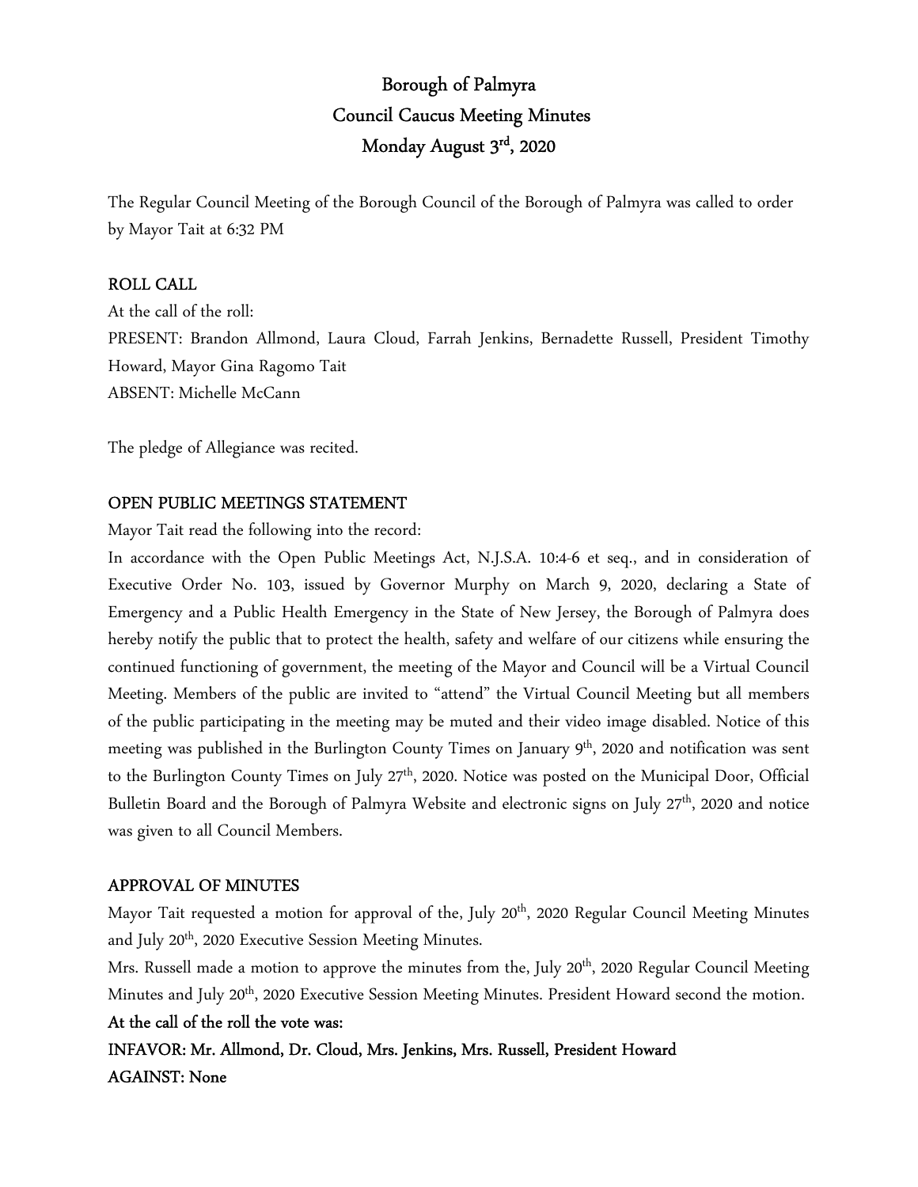# Borough of Palmyra
# Council Caucus Meeting Minutes
# Monday August 3rd, 2020

The Regular Council Meeting of the Borough Council of the Borough of Palmyra was called to order by Mayor Tait at 6:32 PM

**ROLL CALL**

At the call of the roll:

PRESENT: Brandon Allmond, Laura Cloud, Farrah Jenkins, Bernadette Russell, President Timothy Howard, Mayor Gina Ragomo Tait

ABSENT: Michelle McCann

The pledge of Allegiance was recited.

**OPEN PUBLIC MEETINGS STATEMENT**

Mayor Tait read the following into the record:

In accordance with the Open Public Meetings Act, N.J.S.A. 10:4-6 et seq., and in consideration of Executive Order No. 103, issued by Governor Murphy on March 9, 2020, declaring a State of Emergency and a Public Health Emergency in the State of New Jersey, the Borough of Palmyra does hereby notify the public that to protect the health, safety and welfare of our citizens while ensuring the continued functioning of government, the meeting of the Mayor and Council will be a Virtual Council Meeting. Members of the public are invited to "attend" the Virtual Council Meeting but all members of the public participating in the meeting may be muted and their video image disabled. Notice of this meeting was published in the Burlington County Times on January 9th, 2020 and notification was sent to the Burlington County Times on July 27th, 2020. Notice was posted on the Municipal Door, Official Bulletin Board and the Borough of Palmyra Website and electronic signs on July 27th, 2020 and notice was given to all Council Members.

**APPROVAL OF MINUTES**

Mayor Tait requested a motion for approval of the, July 20th, 2020 Regular Council Meeting Minutes and July 20th, 2020 Executive Session Meeting Minutes.

Mrs. Russell made a motion to approve the minutes from the, July 20th, 2020 Regular Council Meeting Minutes and July 20th, 2020 Executive Session Meeting Minutes. President Howard second the motion.

**At the call of the roll the vote was:**

**INFAVOR: Mr. Allmond, Dr. Cloud, Mrs. Jenkins, Mrs. Russell, President Howard**

**AGAINST: None**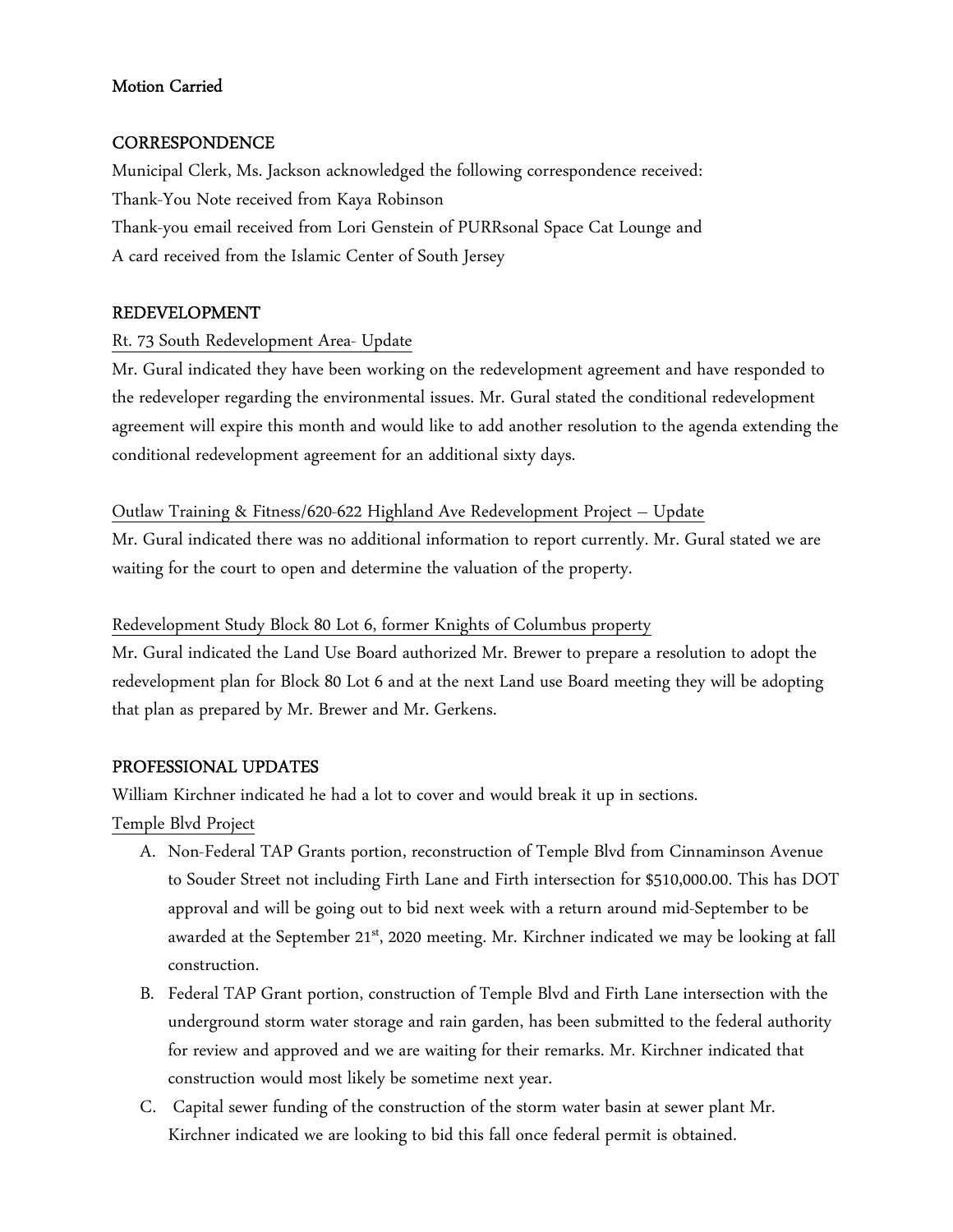**Motion Carried**

**CORRESPONDENCE**

Municipal Clerk, Ms. Jackson acknowledged the following correspondence received:
Thank-You Note received from Kaya Robinson
Thank-you email received from Lori Genstein of PURRsonal Space Cat Lounge and
A card received from the Islamic Center of South Jersey

**REDEVELOPMENT**

Rt. 73 South Redevelopment Area- Update

Mr. Gural indicated they have been working on the redevelopment agreement and have responded to the redeveloper regarding the environmental issues. Mr. Gural stated the conditional redevelopment agreement will expire this month and would like to add another resolution to the agenda extending the conditional redevelopment agreement for an additional sixty days.

Outlaw Training & Fitness/620-622 Highland Ave Redevelopment Project – Update

Mr. Gural indicated there was no additional information to report currently. Mr. Gural stated we are waiting for the court to open and determine the valuation of the property.

Redevelopment Study Block 80 Lot 6, former Knights of Columbus property

Mr. Gural indicated the Land Use Board authorized Mr. Brewer to prepare a resolution to adopt the redevelopment plan for Block 80 Lot 6 and at the next Land use Board meeting they will be adopting that plan as prepared by Mr. Brewer and Mr. Gerkens.

**PROFESSIONAL UPDATES**

William Kirchner indicated he had a lot to cover and would break it up in sections.

Temple Blvd Project

A. Non-Federal TAP Grants portion, reconstruction of Temple Blvd from Cinnaminson Avenue to Souder Street not including Firth Lane and Firth intersection for $510,000.00. This has DOT approval and will be going out to bid next week with a return around mid-September to be awarded at the September 21st, 2020 meeting. Mr. Kirchner indicated we may be looking at fall construction.
B. Federal TAP Grant portion, construction of Temple Blvd and Firth Lane intersection with the underground storm water storage and rain garden, has been submitted to the federal authority for review and approved and we are waiting for their remarks. Mr. Kirchner indicated that construction would most likely be sometime next year.
C. Capital sewer funding of the construction of the storm water basin at sewer plant Mr. Kirchner indicated we are looking to bid this fall once federal permit is obtained.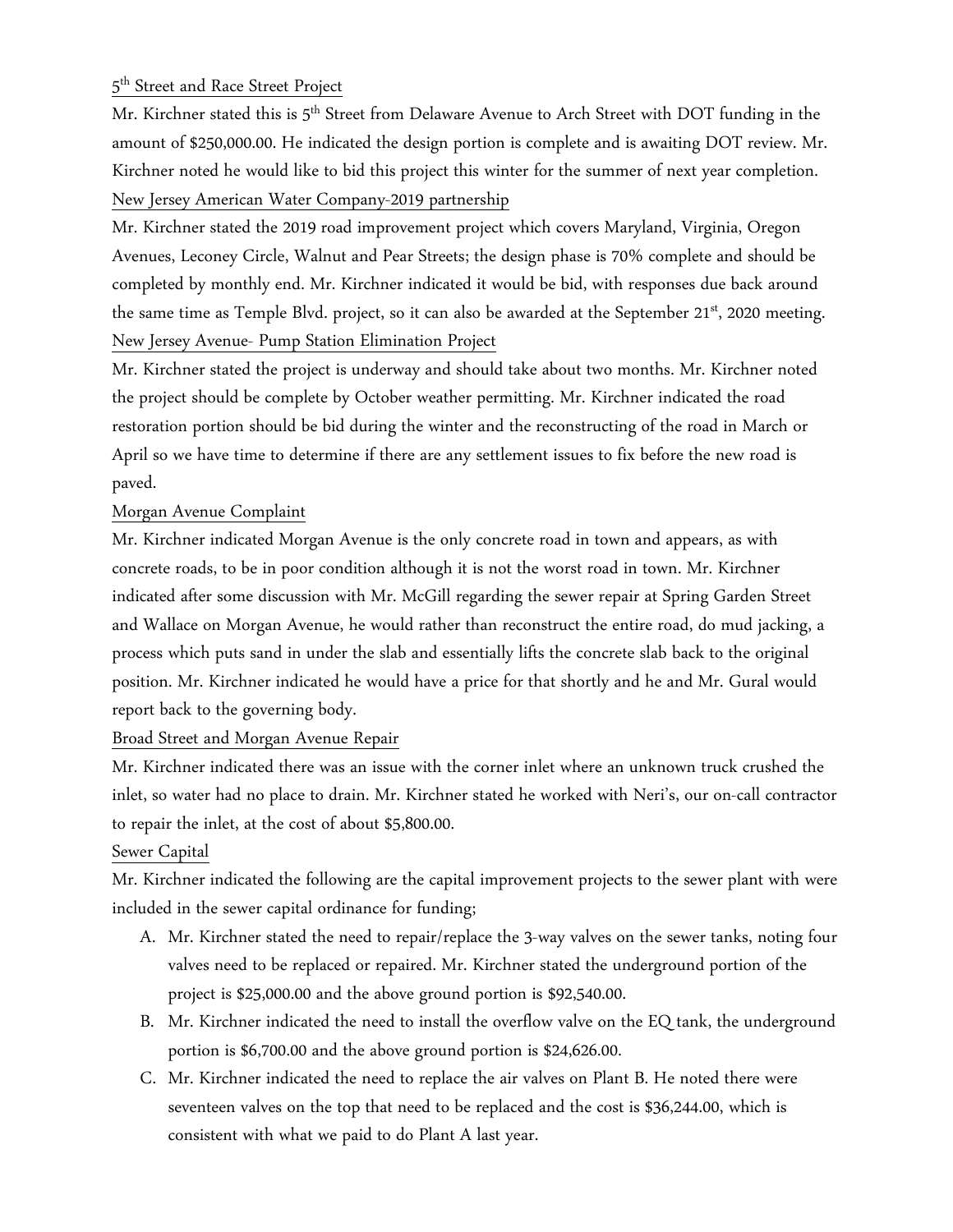5th Street and Race Street Project

Mr. Kirchner stated this is 5th Street from Delaware Avenue to Arch Street with DOT funding in the amount of $250,000.00. He indicated the design portion is complete and is awaiting DOT review. Mr. Kirchner noted he would like to bid this project this winter for the summer of next year completion.

New Jersey American Water Company-2019 partnership

Mr. Kirchner stated the 2019 road improvement project which covers Maryland, Virginia, Oregon Avenues, Leconey Circle, Walnut and Pear Streets; the design phase is 70% complete and should be completed by monthly end. Mr. Kirchner indicated it would be bid, with responses due back around the same time as Temple Blvd. project, so it can also be awarded at the September 21st, 2020 meeting.

New Jersey Avenue- Pump Station Elimination Project

Mr. Kirchner stated the project is underway and should take about two months. Mr. Kirchner noted the project should be complete by October weather permitting. Mr. Kirchner indicated the road restoration portion should be bid during the winter and the reconstructing of the road in March or April so we have time to determine if there are any settlement issues to fix before the new road is paved.

Morgan Avenue Complaint

Mr. Kirchner indicated Morgan Avenue is the only concrete road in town and appears, as with concrete roads, to be in poor condition although it is not the worst road in town. Mr. Kirchner indicated after some discussion with Mr. McGill regarding the sewer repair at Spring Garden Street and Wallace on Morgan Avenue, he would rather than reconstruct the entire road, do mud jacking, a process which puts sand in under the slab and essentially lifts the concrete slab back to the original position. Mr. Kirchner indicated he would have a price for that shortly and he and Mr. Gural would report back to the governing body.

Broad Street and Morgan Avenue Repair

Mr. Kirchner indicated there was an issue with the corner inlet where an unknown truck crushed the inlet, so water had no place to drain. Mr. Kirchner stated he worked with Neri's, our on-call contractor to repair the inlet, at the cost of about $5,800.00.

Sewer Capital

Mr. Kirchner indicated the following are the capital improvement projects to the sewer plant with were included in the sewer capital ordinance for funding;

A. Mr. Kirchner stated the need to repair/replace the 3-way valves on the sewer tanks, noting four valves need to be replaced or repaired. Mr. Kirchner stated the underground portion of the project is $25,000.00 and the above ground portion is $92,540.00.
B. Mr. Kirchner indicated the need to install the overflow valve on the EQ tank, the underground portion is $6,700.00 and the above ground portion is $24,626.00.
C. Mr. Kirchner indicated the need to replace the air valves on Plant B. He noted there were seventeen valves on the top that need to be replaced and the cost is $36,244.00, which is consistent with what we paid to do Plant A last year.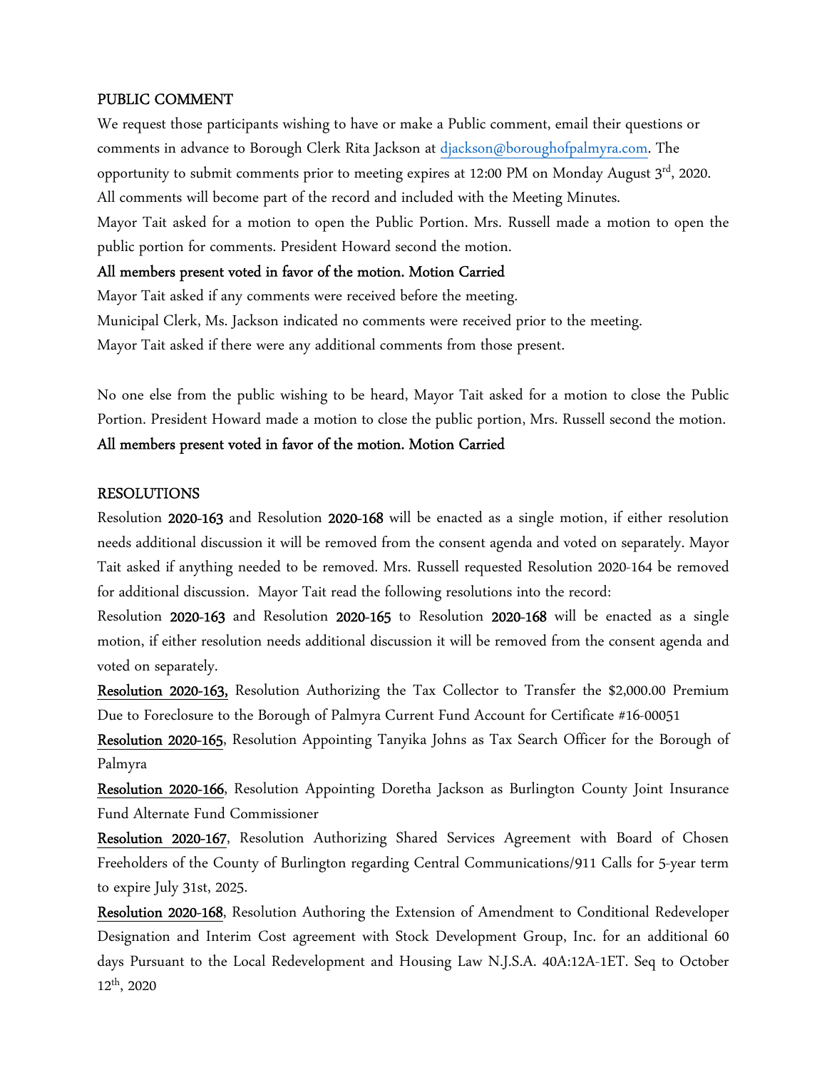PUBLIC COMMENT

We request those participants wishing to have or make a Public comment, email their questions or comments in advance to Borough Clerk Rita Jackson at djackson@boroughofpalmyra.com. The opportunity to submit comments prior to meeting expires at 12:00 PM on Monday August 3rd, 2020. All comments will become part of the record and included with the Meeting Minutes.

Mayor Tait asked for a motion to open the Public Portion. Mrs. Russell made a motion to open the public portion for comments. President Howard second the motion.

**All members present voted in favor of the motion. Motion Carried**

Mayor Tait asked if any comments were received before the meeting.

Municipal Clerk, Ms. Jackson indicated no comments were received prior to the meeting.

Mayor Tait asked if there were any additional comments from those present.

No one else from the public wishing to be heard, Mayor Tait asked for a motion to close the Public Portion. President Howard made a motion to close the public portion, Mrs. Russell second the motion.

**All members present voted in favor of the motion. Motion Carried**

RESOLUTIONS

Resolution **2020-163** and Resolution **2020-168** will be enacted as a single motion, if either resolution needs additional discussion it will be removed from the consent agenda and voted on separately. Mayor Tait asked if anything needed to be removed. Mrs. Russell requested Resolution 2020-164 be removed for additional discussion. Mayor Tait read the following resolutions into the record:

Resolution **2020-163** and Resolution **2020-165** to Resolution **2020-168** will be enacted as a single motion, if either resolution needs additional discussion it will be removed from the consent agenda and voted on separately.

**Resolution 2020-163,** Resolution Authorizing the Tax Collector to Transfer the $2,000.00 Premium Due to Foreclosure to the Borough of Palmyra Current Fund Account for Certificate #16-00051

**Resolution 2020-165**, Resolution Appointing Tanyika Johns as Tax Search Officer for the Borough of Palmyra

**Resolution 2020-166**, Resolution Appointing Doretha Jackson as Burlington County Joint Insurance Fund Alternate Fund Commissioner

**Resolution 2020-167**, Resolution Authorizing Shared Services Agreement with Board of Chosen Freeholders of the County of Burlington regarding Central Communications/911 Calls for 5-year term to expire July 31st, 2025.

**Resolution 2020-168**, Resolution Authoring the Extension of Amendment to Conditional Redeveloper Designation and Interim Cost agreement with Stock Development Group, Inc. for an additional 60 days Pursuant to the Local Redevelopment and Housing Law N.J.S.A. 40A:12A-1ET. Seq to October 12th, 2020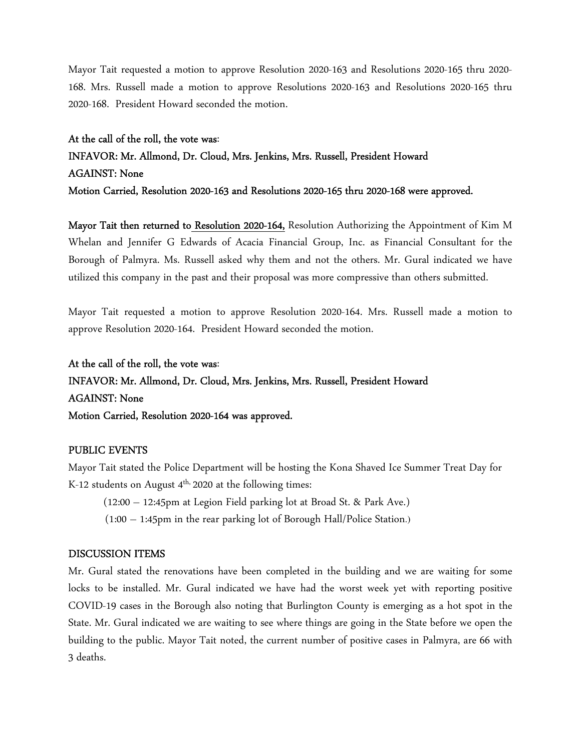Mayor Tait requested a motion to approve Resolution 2020-163 and Resolutions 2020-165 thru 2020-168. Mrs. Russell made a motion to approve Resolutions 2020-163 and Resolutions 2020-165 thru 2020-168. President Howard seconded the motion.

**At the call of the roll, the vote was:**
**INFAVOR: Mr. Allmond, Dr. Cloud, Mrs. Jenkins, Mrs. Russell, President Howard**
**AGAINST: None**
**Motion Carried, Resolution 2020-163 and Resolutions 2020-165 thru 2020-168 were approved.**

**Mayor Tait then returned to Resolution 2020-164,** Resolution Authorizing the Appointment of Kim M Whelan and Jennifer G Edwards of Acacia Financial Group, Inc. as Financial Consultant for the Borough of Palmyra. Ms. Russell asked why them and not the others. Mr. Gural indicated we have utilized this company in the past and their proposal was more compressive than others submitted.

Mayor Tait requested a motion to approve Resolution 2020-164. Mrs. Russell made a motion to approve Resolution 2020-164. President Howard seconded the motion.

**At the call of the roll, the vote was:**
**INFAVOR: Mr. Allmond, Dr. Cloud, Mrs. Jenkins, Mrs. Russell, President Howard**
**AGAINST: None**
**Motion Carried, Resolution 2020-164 was approved.**

PUBLIC EVENTS

Mayor Tait stated the Police Department will be hosting the Kona Shaved Ice Summer Treat Day for K-12 students on August 4th, 2020 at the following times:

(12:00 – 12:45pm at Legion Field parking lot at Broad St. & Park Ave.)

(1:00 – 1:45pm in the rear parking lot of Borough Hall/Police Station.)

DISCUSSION ITEMS

Mr. Gural stated the renovations have been completed in the building and we are waiting for some locks to be installed. Mr. Gural indicated we have had the worst week yet with reporting positive COVID-19 cases in the Borough also noting that Burlington County is emerging as a hot spot in the State. Mr. Gural indicated we are waiting to see where things are going in the State before we open the building to the public. Mayor Tait noted, the current number of positive cases in Palmyra, are 66 with 3 deaths.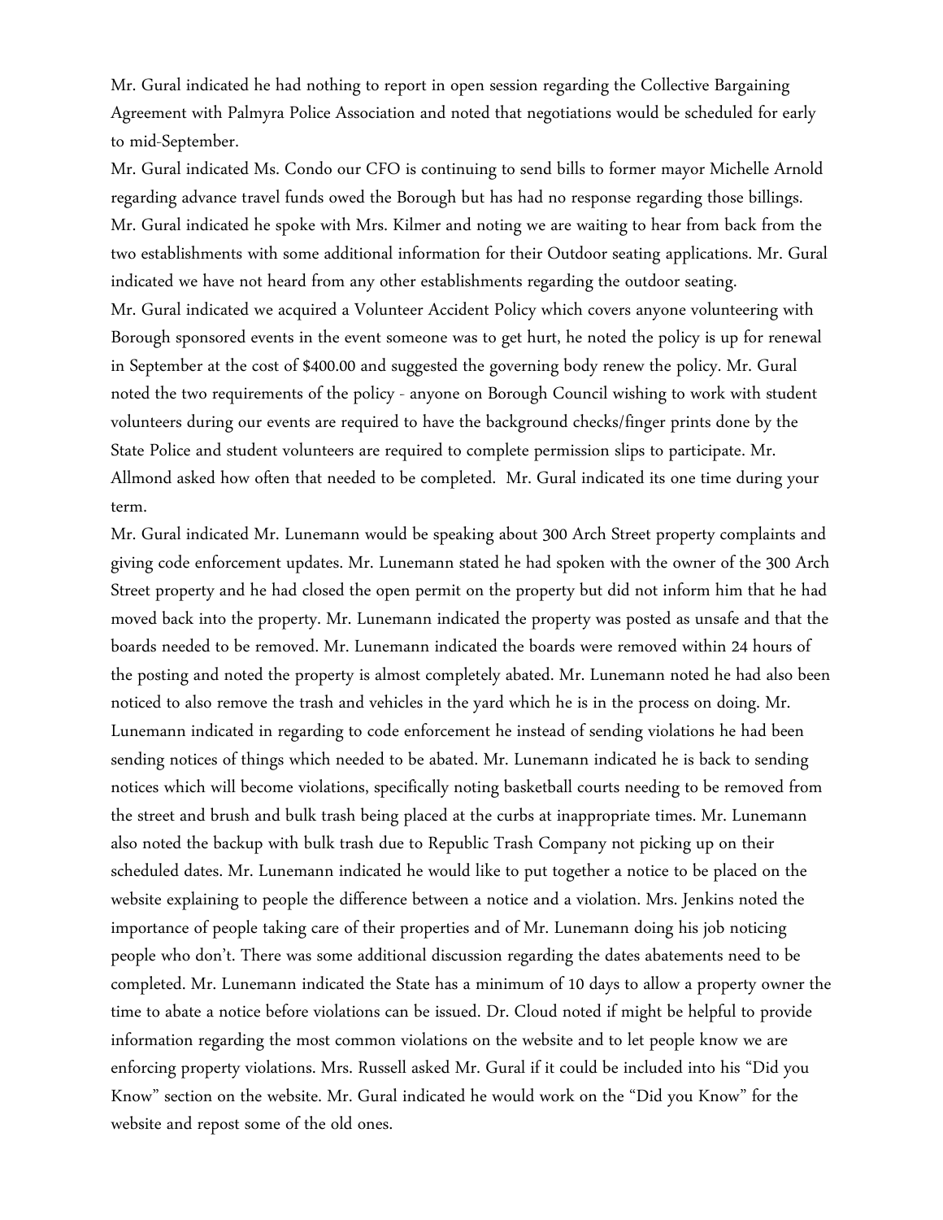Mr. Gural indicated he had nothing to report in open session regarding the Collective Bargaining Agreement with Palmyra Police Association and noted that negotiations would be scheduled for early to mid-September.

Mr. Gural indicated Ms. Condo our CFO is continuing to send bills to former mayor Michelle Arnold regarding advance travel funds owed the Borough but has had no response regarding those billings.

Mr. Gural indicated he spoke with Mrs. Kilmer and noting we are waiting to hear from back from the two establishments with some additional information for their Outdoor seating applications. Mr. Gural indicated we have not heard from any other establishments regarding the outdoor seating.

Mr. Gural indicated we acquired a Volunteer Accident Policy which covers anyone volunteering with Borough sponsored events in the event someone was to get hurt, he noted the policy is up for renewal in September at the cost of $400.00 and suggested the governing body renew the policy. Mr. Gural noted the two requirements of the policy - anyone on Borough Council wishing to work with student volunteers during our events are required to have the background checks/finger prints done by the State Police and student volunteers are required to complete permission slips to participate. Mr. Allmond asked how often that needed to be completed. Mr. Gural indicated its one time during your term.

Mr. Gural indicated Mr. Lunemann would be speaking about 300 Arch Street property complaints and giving code enforcement updates. Mr. Lunemann stated he had spoken with the owner of the 300 Arch Street property and he had closed the open permit on the property but did not inform him that he had moved back into the property. Mr. Lunemann indicated the property was posted as unsafe and that the boards needed to be removed. Mr. Lunemann indicated the boards were removed within 24 hours of the posting and noted the property is almost completely abated. Mr. Lunemann noted he had also been noticed to also remove the trash and vehicles in the yard which he is in the process on doing. Mr. Lunemann indicated in regarding to code enforcement he instead of sending violations he had been sending notices of things which needed to be abated. Mr. Lunemann indicated he is back to sending notices which will become violations, specifically noting basketball courts needing to be removed from the street and brush and bulk trash being placed at the curbs at inappropriate times. Mr. Lunemann also noted the backup with bulk trash due to Republic Trash Company not picking up on their scheduled dates. Mr. Lunemann indicated he would like to put together a notice to be placed on the website explaining to people the difference between a notice and a violation. Mrs. Jenkins noted the importance of people taking care of their properties and of Mr. Lunemann doing his job noticing people who don't. There was some additional discussion regarding the dates abatements need to be completed. Mr. Lunemann indicated the State has a minimum of 10 days to allow a property owner the time to abate a notice before violations can be issued. Dr. Cloud noted if might be helpful to provide information regarding the most common violations on the website and to let people know we are enforcing property violations. Mrs. Russell asked Mr. Gural if it could be included into his "Did you Know" section on the website. Mr. Gural indicated he would work on the "Did you Know" for the website and repost some of the old ones.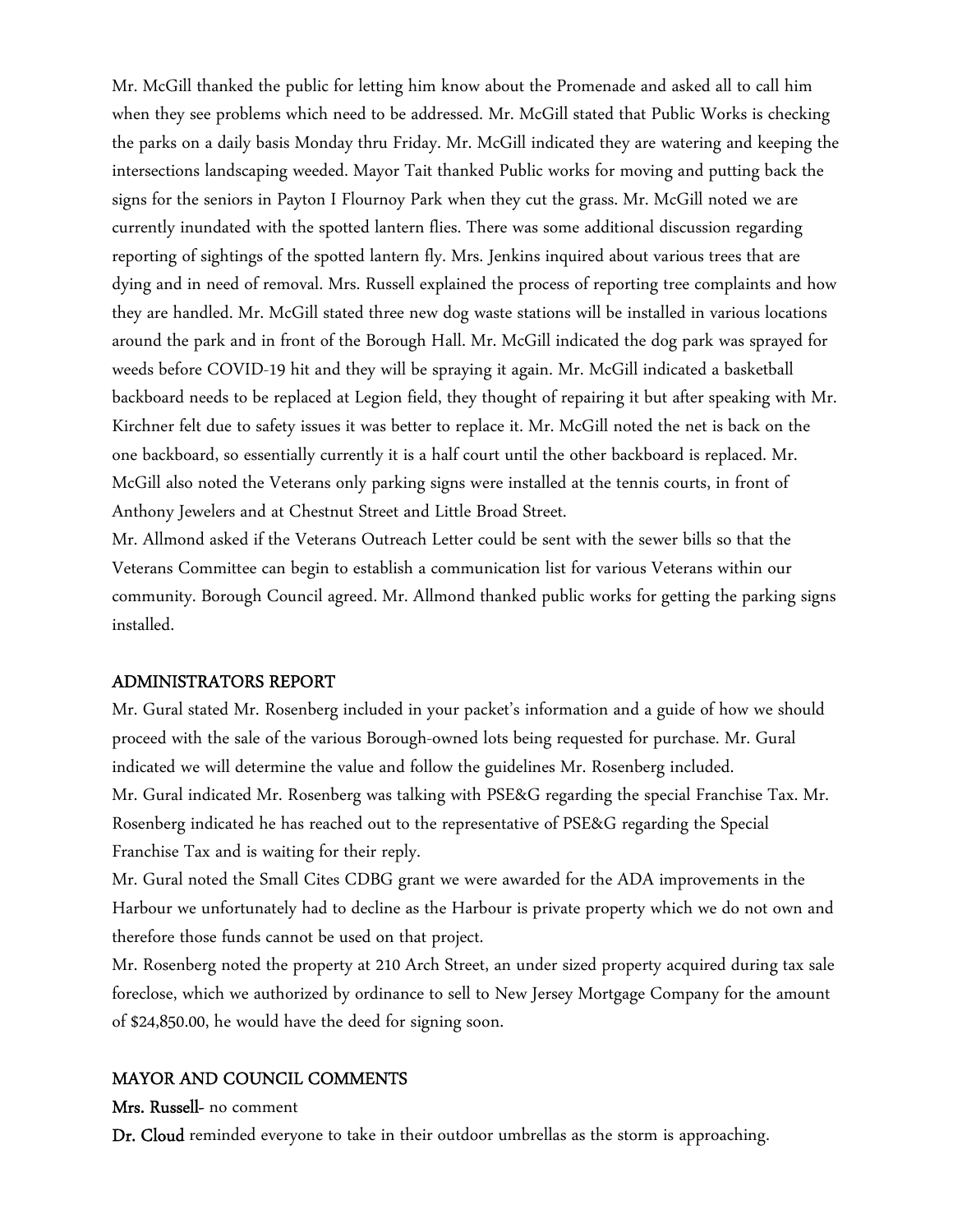Mr. McGill thanked the public for letting him know about the Promenade and asked all to call him when they see problems which need to be addressed. Mr. McGill stated that Public Works is checking the parks on a daily basis Monday thru Friday. Mr. McGill indicated they are watering and keeping the intersections landscaping weeded. Mayor Tait thanked Public works for moving and putting back the signs for the seniors in Payton I Flournoy Park when they cut the grass. Mr. McGill noted we are currently inundated with the spotted lantern flies. There was some additional discussion regarding reporting of sightings of the spotted lantern fly. Mrs. Jenkins inquired about various trees that are dying and in need of removal. Mrs. Russell explained the process of reporting tree complaints and how they are handled. Mr. McGill stated three new dog waste stations will be installed in various locations around the park and in front of the Borough Hall. Mr. McGill indicated the dog park was sprayed for weeds before COVID-19 hit and they will be spraying it again. Mr. McGill indicated a basketball backboard needs to be replaced at Legion field, they thought of repairing it but after speaking with Mr. Kirchner felt due to safety issues it was better to replace it. Mr. McGill noted the net is back on the one backboard, so essentially currently it is a half court until the other backboard is replaced. Mr. McGill also noted the Veterans only parking signs were installed at the tennis courts, in front of Anthony Jewelers and at Chestnut Street and Little Broad Street.

Mr. Allmond asked if the Veterans Outreach Letter could be sent with the sewer bills so that the Veterans Committee can begin to establish a communication list for various Veterans within our community. Borough Council agreed. Mr. Allmond thanked public works for getting the parking signs installed.

## ADMINISTRATORS REPORT

Mr. Gural stated Mr. Rosenberg included in your packet's information and a guide of how we should proceed with the sale of the various Borough-owned lots being requested for purchase. Mr. Gural indicated we will determine the value and follow the guidelines Mr. Rosenberg included.

Mr. Gural indicated Mr. Rosenberg was talking with PSE&G regarding the special Franchise Tax. Mr. Rosenberg indicated he has reached out to the representative of PSE&G regarding the Special Franchise Tax and is waiting for their reply.

Mr. Gural noted the Small Cites CDBG grant we were awarded for the ADA improvements in the Harbour we unfortunately had to decline as the Harbour is private property which we do not own and therefore those funds cannot be used on that project.

Mr. Rosenberg noted the property at 210 Arch Street, an under sized property acquired during tax sale foreclose, which we authorized by ordinance to sell to New Jersey Mortgage Company for the amount of $24,850.00, he would have the deed for signing soon.

## MAYOR AND COUNCIL COMMENTS

**Mrs. Russell**- no comment

**Dr. Cloud** reminded everyone to take in their outdoor umbrellas as the storm is approaching.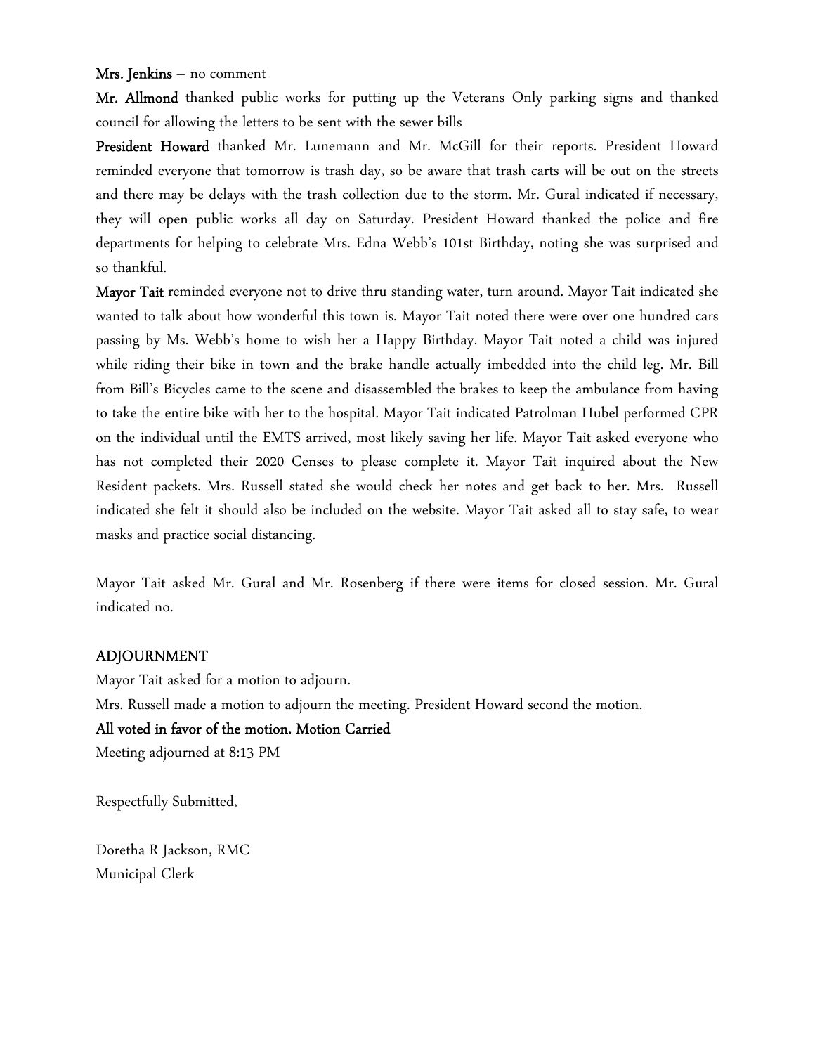**Mrs. Jenkins** – no comment

**Mr. Allmond** thanked public works for putting up the Veterans Only parking signs and thanked council for allowing the letters to be sent with the sewer bills

**President Howard** thanked Mr. Lunemann and Mr. McGill for their reports. President Howard reminded everyone that tomorrow is trash day, so be aware that trash carts will be out on the streets and there may be delays with the trash collection due to the storm. Mr. Gural indicated if necessary, they will open public works all day on Saturday. President Howard thanked the police and fire departments for helping to celebrate Mrs. Edna Webb's 101st Birthday, noting she was surprised and so thankful.

**Mayor Tait** reminded everyone not to drive thru standing water, turn around. Mayor Tait indicated she wanted to talk about how wonderful this town is. Mayor Tait noted there were over one hundred cars passing by Ms. Webb's home to wish her a Happy Birthday. Mayor Tait noted a child was injured while riding their bike in town and the brake handle actually imbedded into the child leg. Mr. Bill from Bill's Bicycles came to the scene and disassembled the brakes to keep the ambulance from having to take the entire bike with her to the hospital. Mayor Tait indicated Patrolman Hubel performed CPR on the individual until the EMTS arrived, most likely saving her life. Mayor Tait asked everyone who has not completed their 2020 Censes to please complete it. Mayor Tait inquired about the New Resident packets. Mrs. Russell stated she would check her notes and get back to her. Mrs. Russell indicated she felt it should also be included on the website. Mayor Tait asked all to stay safe, to wear masks and practice social distancing.

Mayor Tait asked Mr. Gural and Mr. Rosenberg if there were items for closed session. Mr. Gural indicated no.

## ADJOURNMENT

Mayor Tait asked for a motion to adjourn.

Mrs. Russell made a motion to adjourn the meeting. President Howard second the motion.

**All voted in favor of the motion. Motion Carried**

Meeting adjourned at 8:13 PM

Respectfully Submitted,

Doretha R Jackson, RMC
Municipal Clerk